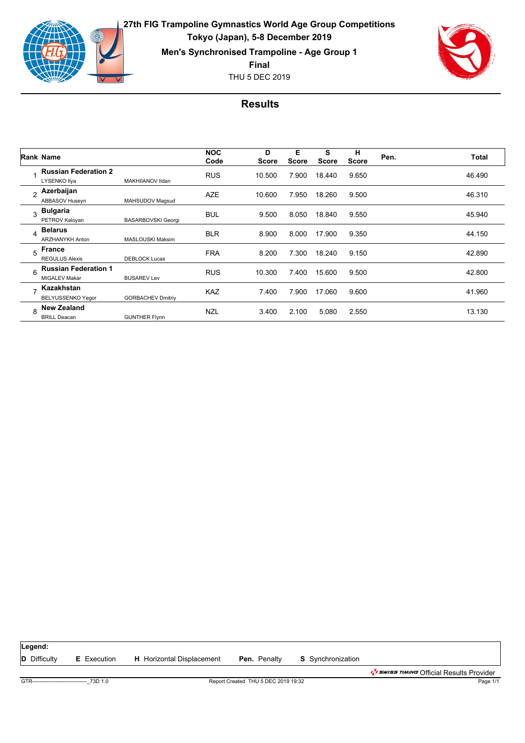# 27th FIG Trampoline Gymnastics World Age Group Competitions

**Tokyo (Japan), 5-8 December 2019**

**Men's Synchronised Trampoline - Age Group 1**

**Final**

THU 5 DEC 2019

## Results

| Rank | Name | | NOC Code | D Score | E Score | S Score | H Score | Pen. | Total |
|---|---|---|---|---|---|---|---|---|---|
| 1 | **Russian Federation 2** LYSENKO Ilya | MAKHIIANOV Ildan | RUS | 10.500 | 7.900 | 18.440 | 9.650 | | 46.490 |
| 2 | **Azerbaijan** ABBASOV Huseyn | MAHSUDOV Magsud | AZE | 10.600 | 7.950 | 18.260 | 9.500 | | 46.310 |
| 3 | **Bulgaria** PETROV Kaloyan | BASARBOVSKI Georgi | BUL | 9.500 | 8.050 | 18.840 | 9.550 | | 45.940 |
| 4 | **Belarus** ARZHANYKH Anton | MASLOUSKI Maksim | BLR | 8.900 | 8.000 | 17.900 | 9.350 | | 44.150 |
| 5 | **France** REGULUS Alexis | DEBLOCK Lucas | FRA | 8.200 | 7.300 | 18.240 | 9.150 | | 42.890 |
| 6 | **Russian Federation 1** MIGALEV Makar | BUSAREV Lev | RUS | 10.300 | 7.400 | 15.600 | 9.500 | | 42.800 |
| 7 | **Kazakhstan** BELYUSSENKO Yegor | GORBACHEV Dmitriy | KAZ | 7.400 | 7.900 | 17.060 | 9.600 | | 41.960 |
| 8 | **New Zealand** BRILL Deacan | GUNTHER Flynn | NZL | 3.400 | 2.100 | 5.080 | 2.550 | | 13.130 |

**Legend:**

**D** Difficulty **E** Execution **H** Horizontal Displacement **Pen.** Penalty **S** Synchronization

SWISS TIMING Official Results Provider

GTR-------------------------------_73D 1.0 Report Created THU 5 DEC 2019 19:32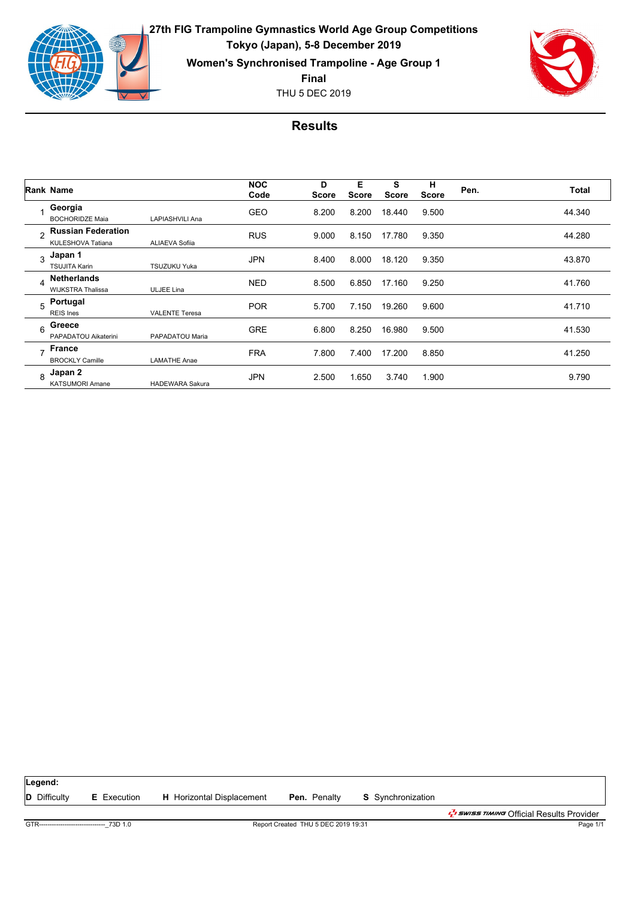# 27th FIG Trampoline Gymnastics World Age Group Competitions

**Tokyo (Japan), 5-8 December 2019**

**Women's Synchronised Trampoline - Age Group 1**

**Final**

THU 5 DEC 2019

## Results

| Rank | Name | | NOC Code | D Score | E Score | S Score | H Score | Pen. | Total |
|---|---|---|---|---|---|---|---|---|---|
| 1 | **Georgia**<br>BOCHORIDZE Maia | LAPIASHVILI Ana | GEO | 8.200 | 8.200 | 18.440 | 9.500 | | 44.340 |
| 2 | **Russian Federation**<br>KULESHOVA Tatiana | ALIAEVA Sofiia | RUS | 9.000 | 8.150 | 17.780 | 9.350 | | 44.280 |
| 3 | **Japan 1**<br>TSUJITA Karin | TSUZUKU Yuka | JPN | 8.400 | 8.000 | 18.120 | 9.350 | | 43.870 |
| 4 | **Netherlands**<br>WIJKSTRA Thalissa | ULJEE Lina | NED | 8.500 | 6.850 | 17.160 | 9.250 | | 41.760 |
| 5 | **Portugal**<br>REIS Ines | VALENTE Teresa | POR | 5.700 | 7.150 | 19.260 | 9.600 | | 41.710 |
| 6 | **Greece**<br>PAPADATOU Aikaterini | PAPADATOU Maria | GRE | 6.800 | 8.250 | 16.980 | 9.500 | | 41.530 |
| 7 | **France**<br>BROCKLY Camille | LAMATHE Anae | FRA | 7.800 | 7.400 | 17.200 | 8.850 | | 41.250 |
| 8 | **Japan 2**<br>KATSUMORI Amane | HADEWARA Sakura | JPN | 2.500 | 1.650 | 3.740 | 1.900 | | 9.790 |

**Legend:**

**D** Difficulty **E** Execution **H** Horizontal Displacement **Pen.** Penalty **S** Synchronization

SWISS TIMING Official Results Provider

GTR-------------------------------_73D 1.0 Report Created THU 5 DEC 2019 19:31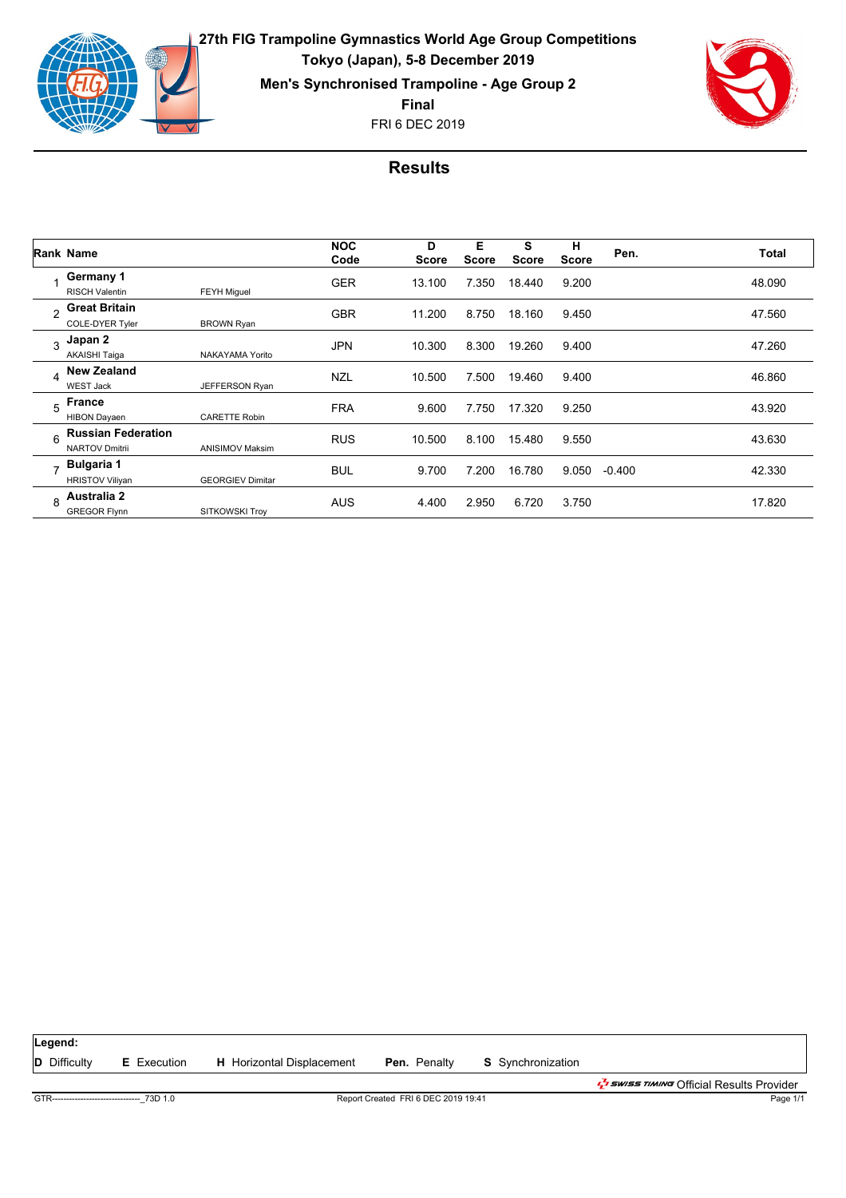# 27th FIG Trampoline Gymnastics World Age Group Competitions

**Tokyo (Japan), 5-8 December 2019**

**Men's Synchronised Trampoline - Age Group 2**

**Final**

FRI 6 DEC 2019

## Results

| Rank | Name | | NOC Code | D Score | E Score | S Score | H Score | Pen. | Total |
|---|---|---|---|---|---|---|---|---|---|
| 1 | **Germany 1**<br>RISCH Valentin | FEYH Miguel | GER | 13.100 | 7.350 | 18.440 | 9.200 | | 48.090 |
| 2 | **Great Britain**<br>COLE-DYER Tyler | BROWN Ryan | GBR | 11.200 | 8.750 | 18.160 | 9.450 | | 47.560 |
| 3 | **Japan 2**<br>AKAISHI Taiga | NAKAYAMA Yorito | JPN | 10.300 | 8.300 | 19.260 | 9.400 | | 47.260 |
| 4 | **New Zealand**<br>WEST Jack | JEFFERSON Ryan | NZL | 10.500 | 7.500 | 19.460 | 9.400 | | 46.860 |
| 5 | **France**<br>HIBON Dayaen | CARETTE Robin | FRA | 9.600 | 7.750 | 17.320 | 9.250 | | 43.920 |
| 6 | **Russian Federation**<br>NARTOV Dmitrii | ANISIMOV Maksim | RUS | 10.500 | 8.100 | 15.480 | 9.550 | | 43.630 |
| 7 | **Bulgaria 1**<br>HRISTOV Viliyan | GEORGIEV Dimitar | BUL | 9.700 | 7.200 | 16.780 | 9.050 | -0.400 | 42.330 |
| 8 | **Australia 2**<br>GREGOR Flynn | SITKOWSKI Troy | AUS | 4.400 | 2.950 | 6.720 | 3.750 | | 17.820 |

**Legend:**

**D** Difficulty **E** Execution **H** Horizontal Displacement **Pen.** Penalty **S** Synchronization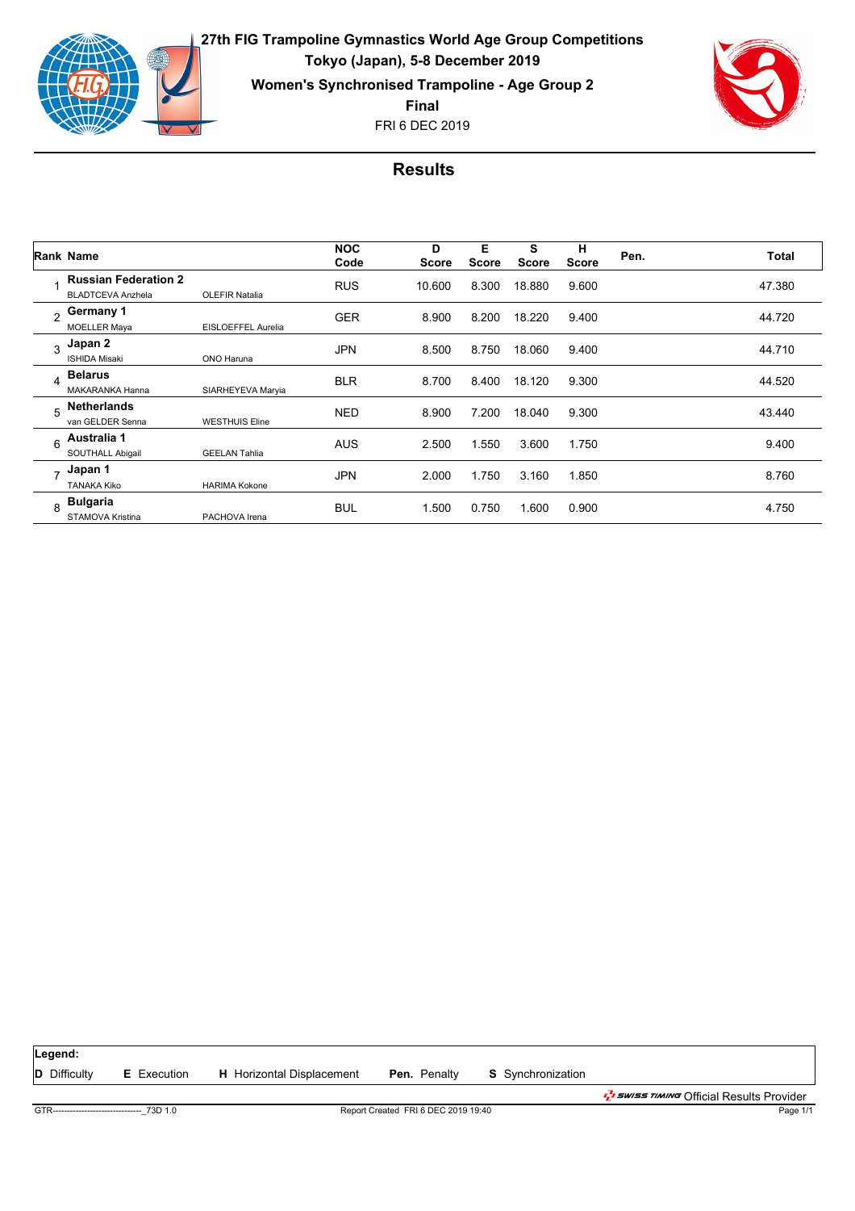**27th FIG Trampoline Gymnastics World Age Group Competitions**

**Tokyo (Japan), 5-8 December 2019**

**Women's Synchronised Trampoline - Age Group 2**

**Final**

FRI 6 DEC 2019

## Results

| Rank | Name | | NOC Code | D Score | E Score | S Score | H Score | Pen. | Total |
|---|---|---|---|---|---|---|---|---|---|
| 1 | **Russian Federation 2**<br>BLADTCEVA Anzhela | OLEFIR Natalia | RUS | 10.600 | 8.300 | 18.880 | 9.600 | | 47.380 |
| 2 | **Germany 1**<br>MOELLER Maya | EISLOEFFEL Aurelia | GER | 8.900 | 8.200 | 18.220 | 9.400 | | 44.720 |
| 3 | **Japan 2**<br>ISHIDA Misaki | ONO Haruna | JPN | 8.500 | 8.750 | 18.060 | 9.400 | | 44.710 |
| 4 | **Belarus**<br>MAKARANKA Hanna | SIARHEYEVA Maryia | BLR | 8.700 | 8.400 | 18.120 | 9.300 | | 44.520 |
| 5 | **Netherlands**<br>van GELDER Senna | WESTHUIS Eline | NED | 8.900 | 7.200 | 18.040 | 9.300 | | 43.440 |
| 6 | **Australia 1**<br>SOUTHALL Abigail | GEELAN Tahlia | AUS | 2.500 | 1.550 | 3.600 | 1.750 | | 9.400 |
| 7 | **Japan 1**<br>TANAKA Kiko | HARIMA Kokone | JPN | 2.000 | 1.750 | 3.160 | 1.850 | | 8.760 |
| 8 | **Bulgaria**<br>STAMOVA Kristina | PACHOVA Irena | BUL | 1.500 | 0.750 | 1.600 | 0.900 | | 4.750 |

**Legend:**

**D** Difficulty **E** Execution **H** Horizontal Displacement **Pen.** Penalty **S** Synchronization

SWISS TIMING Official Results Provider

GTR------------------------------_73D 1.0 Report Created FRI 6 DEC 2019 19:40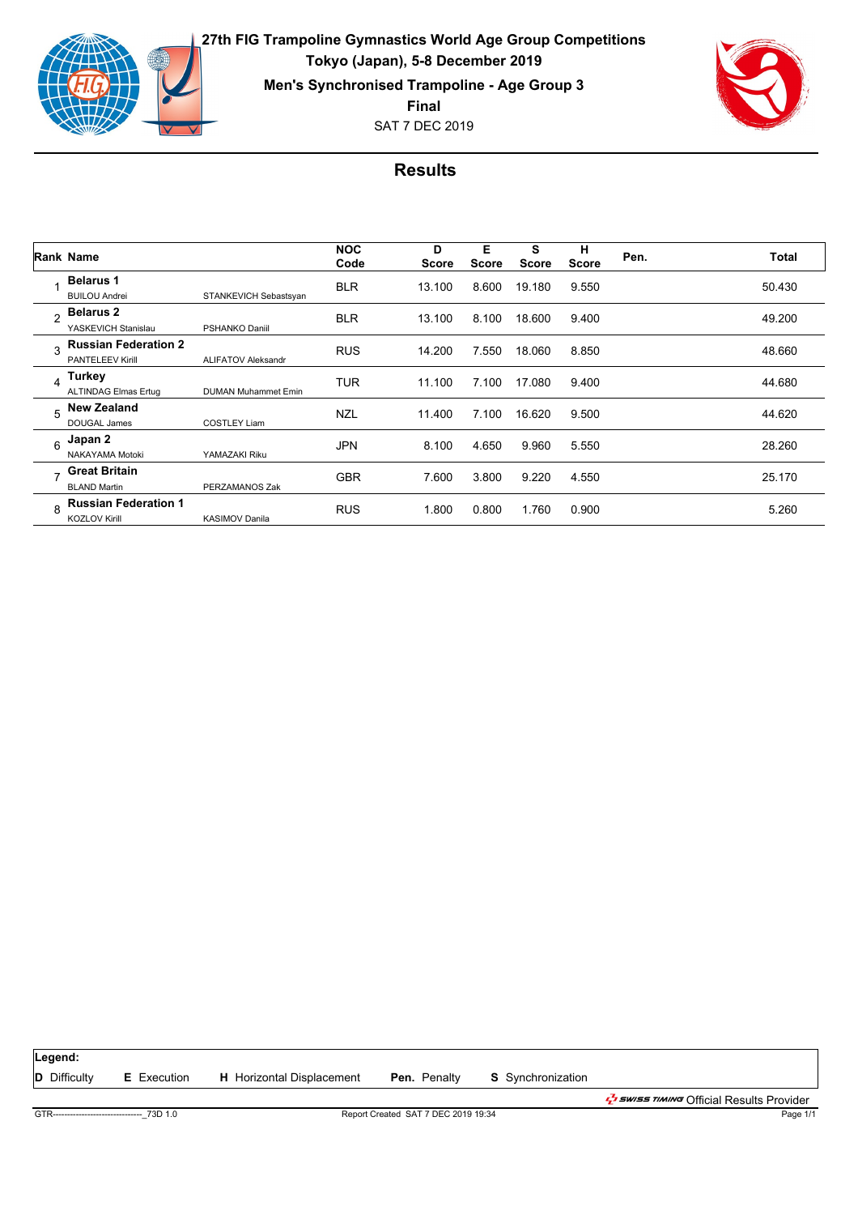# 27th FIG Trampoline Gymnastics World Age Group Competitions

**Tokyo (Japan), 5-8 December 2019**

**Men's Synchronised Trampoline - Age Group 3**

**Final**

SAT 7 DEC 2019

## Results

| Rank | Name | | NOC Code | D Score | E Score | S Score | H Score | Pen. | Total |
|---|---|---|---|---|---|---|---|---|---|
| 1 | **Belarus 1** BUILOU Andrei | STANKEVICH Sebastsyan | BLR | 13.100 | 8.600 | 19.180 | 9.550 | | 50.430 |
| 2 | **Belarus 2** YASKEVICH Stanislau | PSHANKO Daniil | BLR | 13.100 | 8.100 | 18.600 | 9.400 | | 49.200 |
| 3 | **Russian Federation 2** PANTELEEV Kirill | ALIFATOV Aleksandr | RUS | 14.200 | 7.550 | 18.060 | 8.850 | | 48.660 |
| 4 | **Turkey** ALTINDAG Elmas Ertug | DUMAN Muhammet Emin | TUR | 11.100 | 7.100 | 17.080 | 9.400 | | 44.680 |
| 5 | **New Zealand** DOUGAL James | COSTLEY Liam | NZL | 11.400 | 7.100 | 16.620 | 9.500 | | 44.620 |
| 6 | **Japan 2** NAKAYAMA Motoki | YAMAZAKI Riku | JPN | 8.100 | 4.650 | 9.960 | 5.550 | | 28.260 |
| 7 | **Great Britain** BLAND Martin | PERZAMANOS Zak | GBR | 7.600 | 3.800 | 9.220 | 4.550 | | 25.170 |
| 8 | **Russian Federation 1** KOZLOV Kirill | KASIMOV Danila | RUS | 1.800 | 0.800 | 1.760 | 0.900 | | 5.260 |

**Legend:**

**D** Difficulty **E** Execution **H** Horizontal Displacement **Pen.** Penalty **S** Synchronization

SWISS TIMING Official Results Provider

GTR-------------------------------_73D 1.0 Report Created SAT 7 DEC 2019 19:34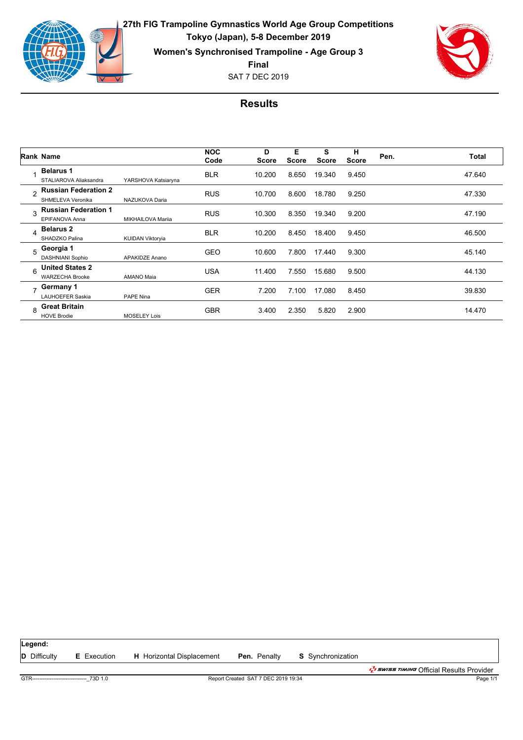# 27th FIG Trampoline Gymnastics World Age Group Competitions

**Tokyo (Japan), 5-8 December 2019**

**Women's Synchronised Trampoline - Age Group 3**

**Final**

SAT 7 DEC 2019

## Results

| Rank | Name | | NOC Code | D Score | E Score | S Score | H Score | Pen. | Total |
|---|---|---|---|---|---|---|---|---|---|
| 1 | **Belarus 1** STALIAROVA Aliaksandra | YARSHOVA Katsiaryna | BLR | 10.200 | 8.650 | 19.340 | 9.450 | | 47.640 |
| 2 | **Russian Federation 2** SHMELEVA Veronika | NAZUKOVA Daria | RUS | 10.700 | 8.600 | 18.780 | 9.250 | | 47.330 |
| 3 | **Russian Federation 1** EPIFANOVA Anna | MIKHAILOVA Mariia | RUS | 10.300 | 8.350 | 19.340 | 9.200 | | 47.190 |
| 4 | **Belarus 2** SHADZKO Palina | KUIDAN Viktoryia | BLR | 10.200 | 8.450 | 18.400 | 9.450 | | 46.500 |
| 5 | **Georgia 1** DASHNIANI Sophio | APAKIDZE Anano | GEO | 10.600 | 7.800 | 17.440 | 9.300 | | 45.140 |
| 6 | **United States 2** WARZECHA Brooke | AMANO Maia | USA | 11.400 | 7.550 | 15.680 | 9.500 | | 44.130 |
| 7 | **Germany 1** LAUHOEFER Saskia | PAPE Nina | GER | 7.200 | 7.100 | 17.080 | 8.450 | | 39.830 |
| 8 | **Great Britain** HOVE Brodie | MOSELEY Lois | GBR | 3.400 | 2.350 | 5.820 | 2.900 | | 14.470 |

**Legend:**

**D** Difficulty **E** Execution **H** Horizontal Displacement **Pen.** Penalty **S** Synchronization

SWISS TIMING Official Results Provider

GTR-------------------------------_73D 1.0 Report Created SAT 7 DEC 2019 19:34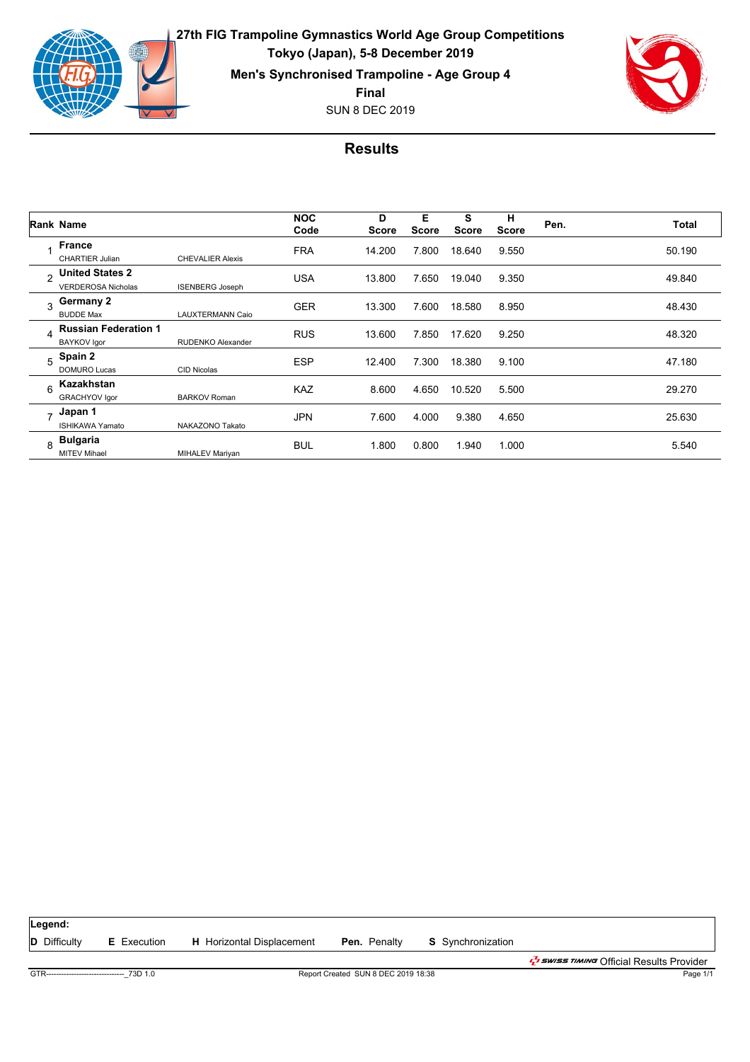# 27th FIG Trampoline Gymnastics World Age Group Competitions

**Tokyo (Japan), 5-8 December 2019**

**Men's Synchronised Trampoline - Age Group 4**

**Final**

SUN 8 DEC 2019

## Results

| Rank | Name | | NOC Code | D Score | E Score | S Score | H Score | Pen. | Total |
|---|---|---|---|---|---|---|---|---|---|
| 1 | **France**<br>CHARTIER Julian | CHEVALIER Alexis | FRA | 14.200 | 7.800 | 18.640 | 9.550 | | 50.190 |
| 2 | **United States 2**<br>VERDEROSA Nicholas | ISENBERG Joseph | USA | 13.800 | 7.650 | 19.040 | 9.350 | | 49.840 |
| 3 | **Germany 2**<br>BUDDE Max | LAUXTERMANN Caio | GER | 13.300 | 7.600 | 18.580 | 8.950 | | 48.430 |
| 4 | **Russian Federation 1**<br>BAYKOV Igor | RUDENKO Alexander | RUS | 13.600 | 7.850 | 17.620 | 9.250 | | 48.320 |
| 5 | **Spain 2**<br>DOMURO Lucas | CID Nicolas | ESP | 12.400 | 7.300 | 18.380 | 9.100 | | 47.180 |
| 6 | **Kazakhstan**<br>GRACHYOV Igor | BARKOV Roman | KAZ | 8.600 | 4.650 | 10.520 | 5.500 | | 29.270 |
| 7 | **Japan 1**<br>ISHIKAWA Yamato | NAKAZONO Takato | JPN | 7.600 | 4.000 | 9.380 | 4.650 | | 25.630 |
| 8 | **Bulgaria**<br>MITEV Mihael | MIHALEV Mariyan | BUL | 1.800 | 0.800 | 1.940 | 1.000 | | 5.540 |

**Legend:**

**D** Difficulty **E** Execution **H** Horizontal Displacement **Pen.** Penalty **S** Synchronization

SWISS TIMING Official Results Provider

GTR-------------------------------_73D 1.0 Report Created SUN 8 DEC 2019 18:38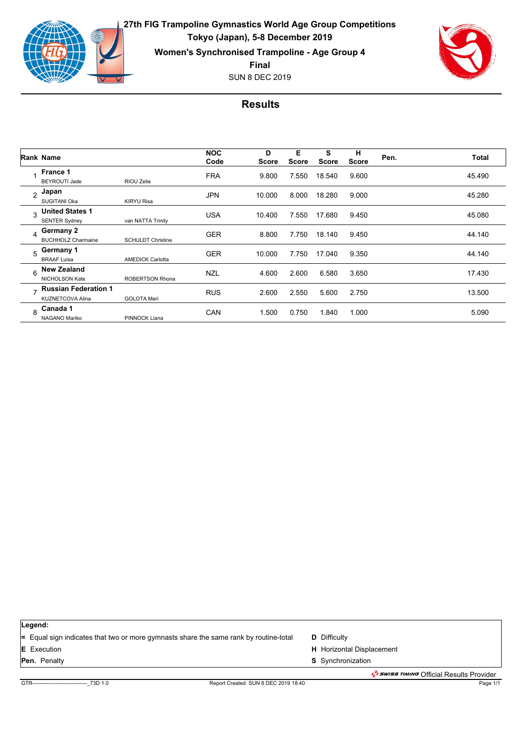**27th FIG Trampoline Gymnastics World Age Group Competitions**

**Tokyo (Japan), 5-8 December 2019**

**Women's Synchronised Trampoline - Age Group 4**

**Final**

SUN 8 DEC 2019

## Results

| Rank | Name | | NOC Code | D Score | E Score | S Score | H Score | Pen. | Total |
|---|---|---|---|---|---|---|---|---|---|
| 1 | **France 1** BEYROUTI Jade | RIOU Zelie | FRA | 9.800 | 7.550 | 18.540 | 9.600 | | 45.490 |
| 2 | **Japan** SUGITANI Oka | KIRYU Risa | JPN | 10.000 | 8.000 | 18.280 | 9.000 | | 45.280 |
| 3 | **United States 1** SENTER Sydney | van NATTA Trinity | USA | 10.400 | 7.550 | 17.680 | 9.450 | | 45.080 |
| 4 | **Germany 2** BUCHHOLZ Charmaine | SCHULDT Christine | GER | 8.800 | 7.750 | 18.140 | 9.450 | | 44.140 |
| 5 | **Germany 1** BRAAF Luisa | AMEDICK Carlotta | GER | 10.000 | 7.750 | 17.040 | 9.350 | | 44.140 |
| 6 | **New Zealand** NICHOLSON Kate | ROBERTSON Rhona | NZL | 4.600 | 2.600 | 6.580 | 3.650 | | 17.430 |
| 7 | **Russian Federation 1** KUZNETCOVA Alina | GOLOTA Meri | RUS | 2.600 | 2.550 | 5.600 | 2.750 | | 13.500 |
| 8 | **Canada 1** NAGANO Mariko | PINNOCK Liana | CAN | 1.500 | 0.750 | 1.840 | 1.000 | | 5.090 |

**Legend:**

- **=** Equal sign indicates that two or more gymnasts share the same rank by routine-total
- **D** Difficulty
- **E** Execution
- **H** Horizontal Displacement
- **Pen.** Penalty
- **S** Synchronization

SWISS TIMING Official Results Provider

GTR-------------------------------_73D 1.0 Report Created SUN 8 DEC 2019 18:40